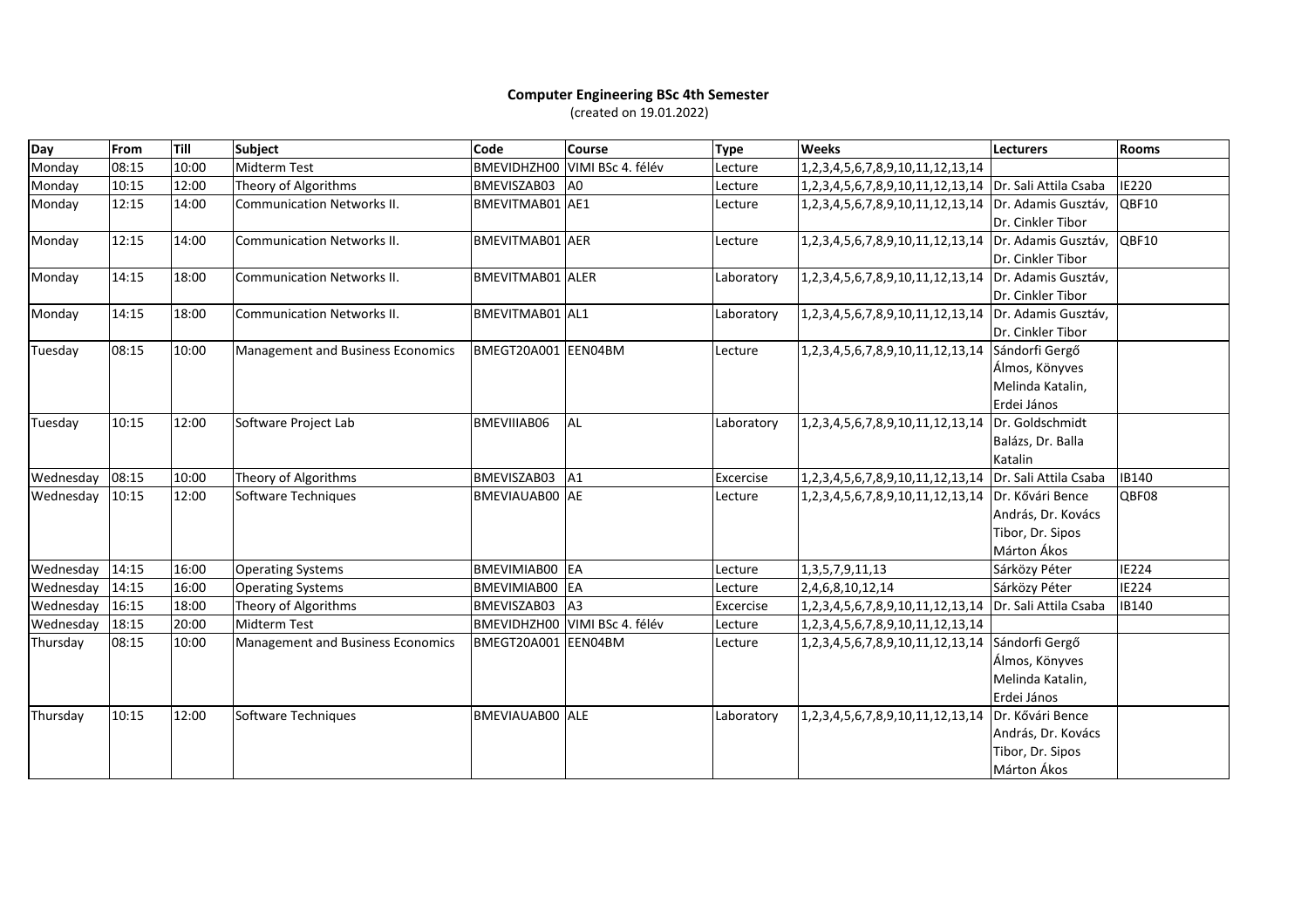**Computer Engineering BSc 4th Semester**

(created on 19.01.2022)

| Day | From | Till | Subject | Code | Course | Type | Weeks | Lecturers | Rooms |
|---|---|---|---|---|---|---|---|---|---|
| Monday | 08:15 | 10:00 | Midterm Test | BMEVIDHZH00 | VIMI BSc 4. félév | Lecture | 1,2,3,4,5,6,7,8,9,10,11,12,13,14 | | |
| Monday | 10:15 | 12:00 | Theory of Algorithms | BMEVISZAB03 | A0 | Lecture | 1,2,3,4,5,6,7,8,9,10,11,12,13,14 | Dr. Sali Attila Csaba | IE220 |
| Monday | 12:15 | 14:00 | Communication Networks II. | BMEVITMAB01 | AE1 | Lecture | 1,2,3,4,5,6,7,8,9,10,11,12,13,14 | Dr. Adamis Gusztáv, Dr. Cinkler Tibor | QBF10 |
| Monday | 12:15 | 14:00 | Communication Networks II. | BMEVITMAB01 | AER | Lecture | 1,2,3,4,5,6,7,8,9,10,11,12,13,14 | Dr. Adamis Gusztáv, Dr. Cinkler Tibor | QBF10 |
| Monday | 14:15 | 18:00 | Communication Networks II. | BMEVITMAB01 | ALER | Laboratory | 1,2,3,4,5,6,7,8,9,10,11,12,13,14 | Dr. Adamis Gusztáv, Dr. Cinkler Tibor | |
| Monday | 14:15 | 18:00 | Communication Networks II. | BMEVITMAB01 | AL1 | Laboratory | 1,2,3,4,5,6,7,8,9,10,11,12,13,14 | Dr. Adamis Gusztáv, Dr. Cinkler Tibor | |
| Tuesday | 08:15 | 10:00 | Management and Business Economics | BMEGT20A001 | EEN04BM | Lecture | 1,2,3,4,5,6,7,8,9,10,11,12,13,14 | Sándorfi Gergő Álmos, Könyves Melinda Katalin, Erdei János | |
| Tuesday | 10:15 | 12:00 | Software Project Lab | BMEVIIIAB06 | AL | Laboratory | 1,2,3,4,5,6,7,8,9,10,11,12,13,14 | Dr. Goldschmidt Balázs, Dr. Balla Katalin | |
| Wednesday | 08:15 | 10:00 | Theory of Algorithms | BMEVISZAB03 | A1 | Excercise | 1,2,3,4,5,6,7,8,9,10,11,12,13,14 | Dr. Sali Attila Csaba | IB140 |
| Wednesday | 10:15 | 12:00 | Software Techniques | BMEVIAUAB00 | AE | Lecture | 1,2,3,4,5,6,7,8,9,10,11,12,13,14 | Dr. Kővári Bence András, Dr. Kovács Tibor, Dr. Sipos Márton Ákos | QBF08 |
| Wednesday | 14:15 | 16:00 | Operating Systems | BMEVIMIAB00 | EA | Lecture | 1,3,5,7,9,11,13 | Sárközy Péter | IE224 |
| Wednesday | 14:15 | 16:00 | Operating Systems | BMEVIMIAB00 | EA | Lecture | 2,4,6,8,10,12,14 | Sárközy Péter | IE224 |
| Wednesday | 16:15 | 18:00 | Theory of Algorithms | BMEVISZAB03 | A3 | Excercise | 1,2,3,4,5,6,7,8,9,10,11,12,13,14 | Dr. Sali Attila Csaba | IB140 |
| Wednesday | 18:15 | 20:00 | Midterm Test | BMEVIDHZH00 | VIMI BSc 4. félév | Lecture | 1,2,3,4,5,6,7,8,9,10,11,12,13,14 | | |
| Thursday | 08:15 | 10:00 | Management and Business Economics | BMEGT20A001 | EEN04BM | Lecture | 1,2,3,4,5,6,7,8,9,10,11,12,13,14 | Sándorfi Gergő Álmos, Könyves Melinda Katalin, Erdei János | |
| Thursday | 10:15 | 12:00 | Software Techniques | BMEVIAUAB00 | ALE | Laboratory | 1,2,3,4,5,6,7,8,9,10,11,12,13,14 | Dr. Kővári Bence András, Dr. Kovács Tibor, Dr. Sipos Márton Ákos | |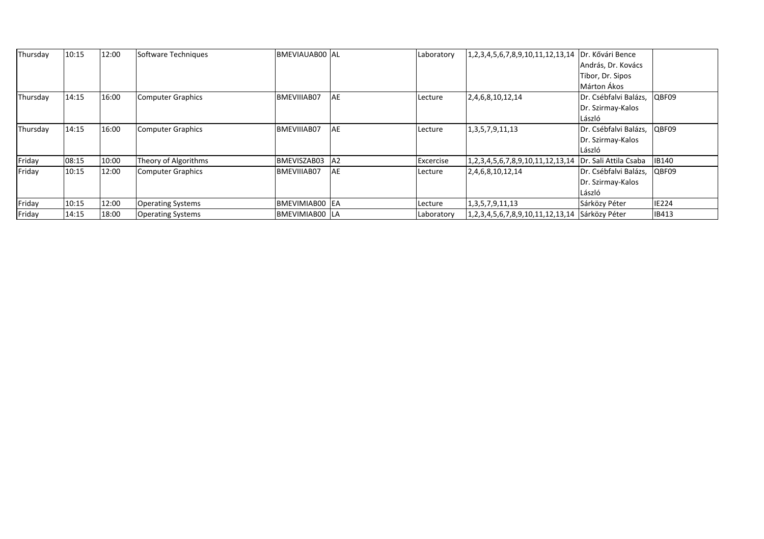| | | | | | | | | | |
|---|---|---|---|---|---|---|---|---|---|
| Thursday | 10:15 | 12:00 | Software Techniques | BMEVIAUAB00 | AL | Laboratory | 1,2,3,4,5,6,7,8,9,10,11,12,13,14 | Dr. Kővári Bence András, Dr. Kovács Tibor, Dr. Sipos Márton Ákos | |
| Thursday | 14:15 | 16:00 | Computer Graphics | BMEVIIIAB07 | AE | Lecture | 2,4,6,8,10,12,14 | Dr. Csébfalvi Balázs, Dr. Szirmay-Kalos László | QBF09 |
| Thursday | 14:15 | 16:00 | Computer Graphics | BMEVIIIAB07 | AE | Lecture | 1,3,5,7,9,11,13 | Dr. Csébfalvi Balázs, Dr. Szirmay-Kalos László | QBF09 |
| Friday | 08:15 | 10:00 | Theory of Algorithms | BMEVISZAB03 | A2 | Excercise | 1,2,3,4,5,6,7,8,9,10,11,12,13,14 | Dr. Sali Attila Csaba | IB140 |
| Friday | 10:15 | 12:00 | Computer Graphics | BMEVIIIAB07 | AE | Lecture | 2,4,6,8,10,12,14 | Dr. Csébfalvi Balázs, Dr. Szirmay-Kalos László | QBF09 |
| Friday | 10:15 | 12:00 | Operating Systems | BMEVIMIAB00 | EA | Lecture | 1,3,5,7,9,11,13 | Sárközy Péter | IE224 |
| Friday | 14:15 | 18:00 | Operating Systems | BMEVIMIAB00 | LA | Laboratory | 1,2,3,4,5,6,7,8,9,10,11,12,13,14 | Sárközy Péter | IB413 |